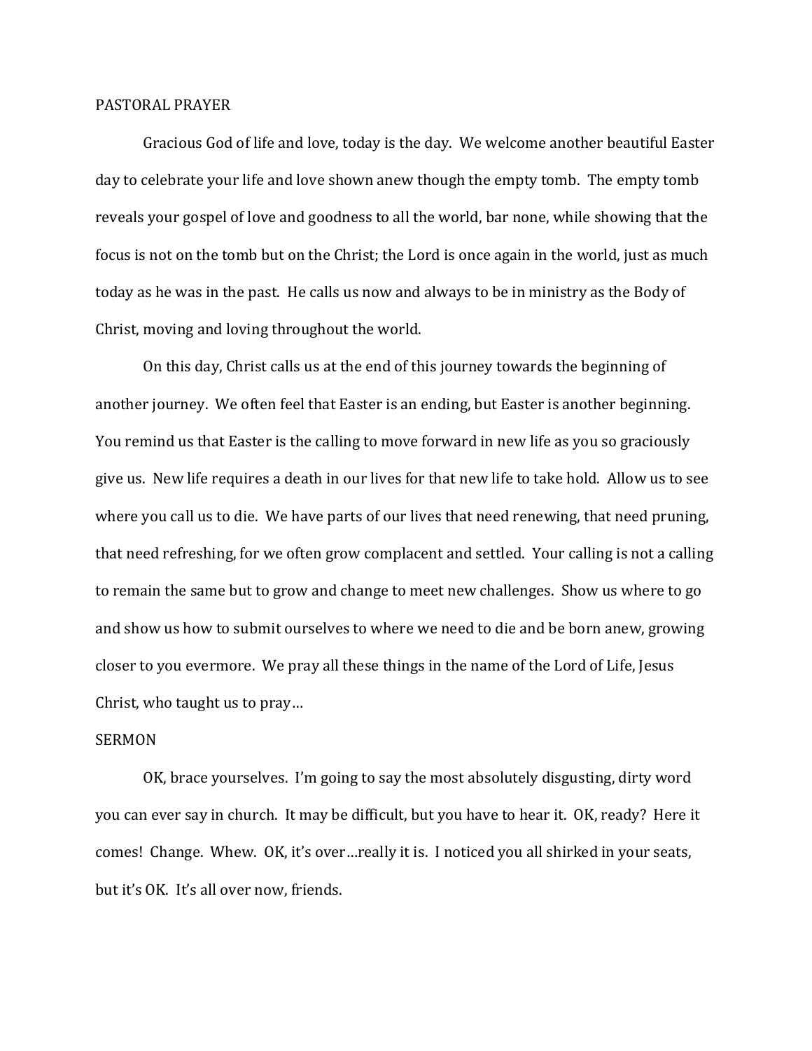## PASTORAL PRAYER

Gracious God of life and love, today is the day. We welcome another beautiful Easter day to celebrate your life and love shown anew though the empty tomb. The empty tomb reveals your gospel of love and goodness to all the world, bar none, while showing that the focus is not on the tomb but on the Christ; the Lord is once again in the world, just as much today as he was in the past. He calls us now and always to be in ministry as the Body of Christ, moving and loving throughout the world.

On this day, Christ calls us at the end of this journey towards the beginning of another journey. We often feel that Easter is an ending, but Easter is another beginning. You remind us that Easter is the calling to move forward in new life as you so graciously give us. New life requires a death in our lives for that new life to take hold. Allow us to see where you call us to die. We have parts of our lives that need renewing, that need pruning, that need refreshing, for we often grow complacent and settled. Your calling is not a calling to remain the same but to grow and change to meet new challenges. Show us where to go and show us how to submit ourselves to where we need to die and be born anew, growing closer to you evermore. We pray all these things in the name of the Lord of Life, Jesus Christ, who taught us to pray…

## SERMON

OK, brace yourselves. I'm going to say the most absolutely disgusting, dirty word you can ever say in church. It may be difficult, but you have to hear it. OK, ready? Here it comes! Change. Whew. OK, it's over…really it is. I noticed you all shirked in your seats, but it's OK. It's all over now, friends.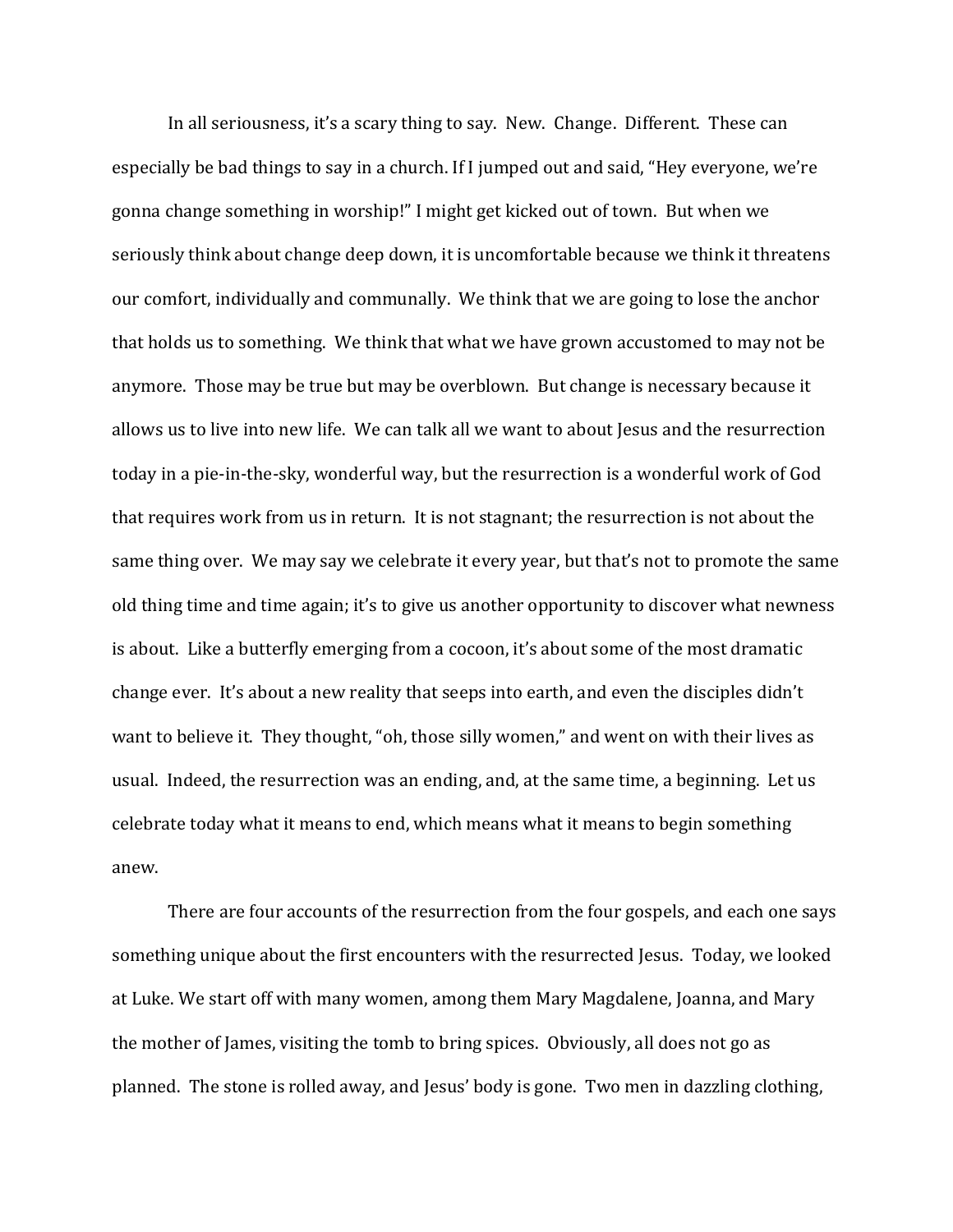In all seriousness, it's a scary thing to say. New. Change. Different. These can especially be bad things to say in a church. If I jumped out and said, "Hey everyone, we're gonna change something in worship!" I might get kicked out of town. But when we seriously think about change deep down, it is uncomfortable because we think it threatens our comfort, individually and communally. We think that we are going to lose the anchor that holds us to something. We think that what we have grown accustomed to may not be anymore. Those may be true but may be overblown. But change is necessary because it allows us to live into new life. We can talk all we want to about Jesus and the resurrection today in a pie-in-the-sky, wonderful way, but the resurrection is a wonderful work of God that requires work from us in return. It is not stagnant; the resurrection is not about the same thing over. We may say we celebrate it every year, but that's not to promote the same old thing time and time again; it's to give us another opportunity to discover what newness is about. Like a butterfly emerging from a cocoon, it's about some of the most dramatic change ever. It's about a new reality that seeps into earth, and even the disciples didn't want to believe it. They thought, "oh, those silly women," and went on with their lives as usual. Indeed, the resurrection was an ending, and, at the same time, a beginning. Let us celebrate today what it means to end, which means what it means to begin something anew.

There are four accounts of the resurrection from the four gospels, and each one says something unique about the first encounters with the resurrected Jesus. Today, we looked at Luke. We start off with many women, among them Mary Magdalene, Joanna, and Mary the mother of James, visiting the tomb to bring spices. Obviously, all does not go as planned. The stone is rolled away, and Jesus' body is gone. Two men in dazzling clothing,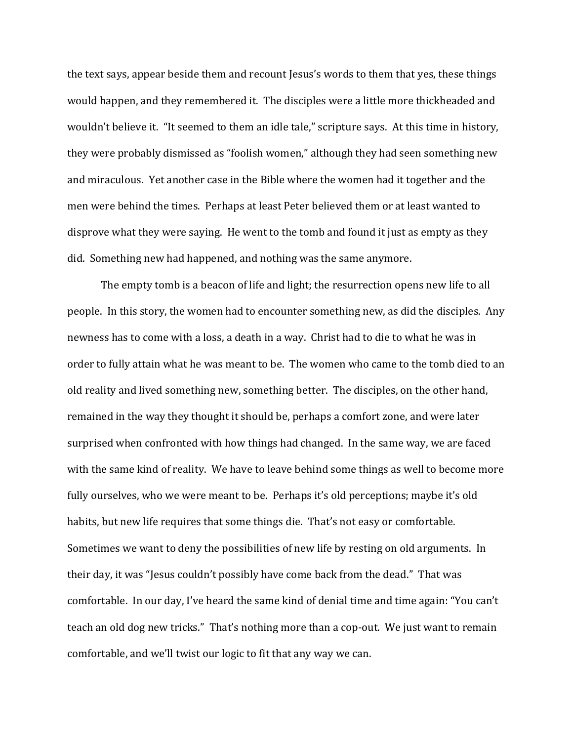the text says, appear beside them and recount Jesus's words to them that yes, these things would happen, and they remembered it. The disciples were a little more thickheaded and wouldn't believe it. "It seemed to them an idle tale," scripture says. At this time in history, they were probably dismissed as "foolish women," although they had seen something new and miraculous. Yet another case in the Bible where the women had it together and the men were behind the times. Perhaps at least Peter believed them or at least wanted to disprove what they were saying. He went to the tomb and found it just as empty as they did. Something new had happened, and nothing was the same anymore.

The empty tomb is a beacon of life and light; the resurrection opens new life to all people. In this story, the women had to encounter something new, as did the disciples. Any newness has to come with a loss, a death in a way. Christ had to die to what he was in order to fully attain what he was meant to be. The women who came to the tomb died to an old reality and lived something new, something better. The disciples, on the other hand, remained in the way they thought it should be, perhaps a comfort zone, and were later surprised when confronted with how things had changed. In the same way, we are faced with the same kind of reality. We have to leave behind some things as well to become more fully ourselves, who we were meant to be. Perhaps it's old perceptions; maybe it's old habits, but new life requires that some things die. That's not easy or comfortable. Sometimes we want to deny the possibilities of new life by resting on old arguments. In their day, it was "Jesus couldn't possibly have come back from the dead." That was comfortable. In our day, I've heard the same kind of denial time and time again: "You can't teach an old dog new tricks." That's nothing more than a cop-out. We just want to remain comfortable, and we'll twist our logic to fit that any way we can.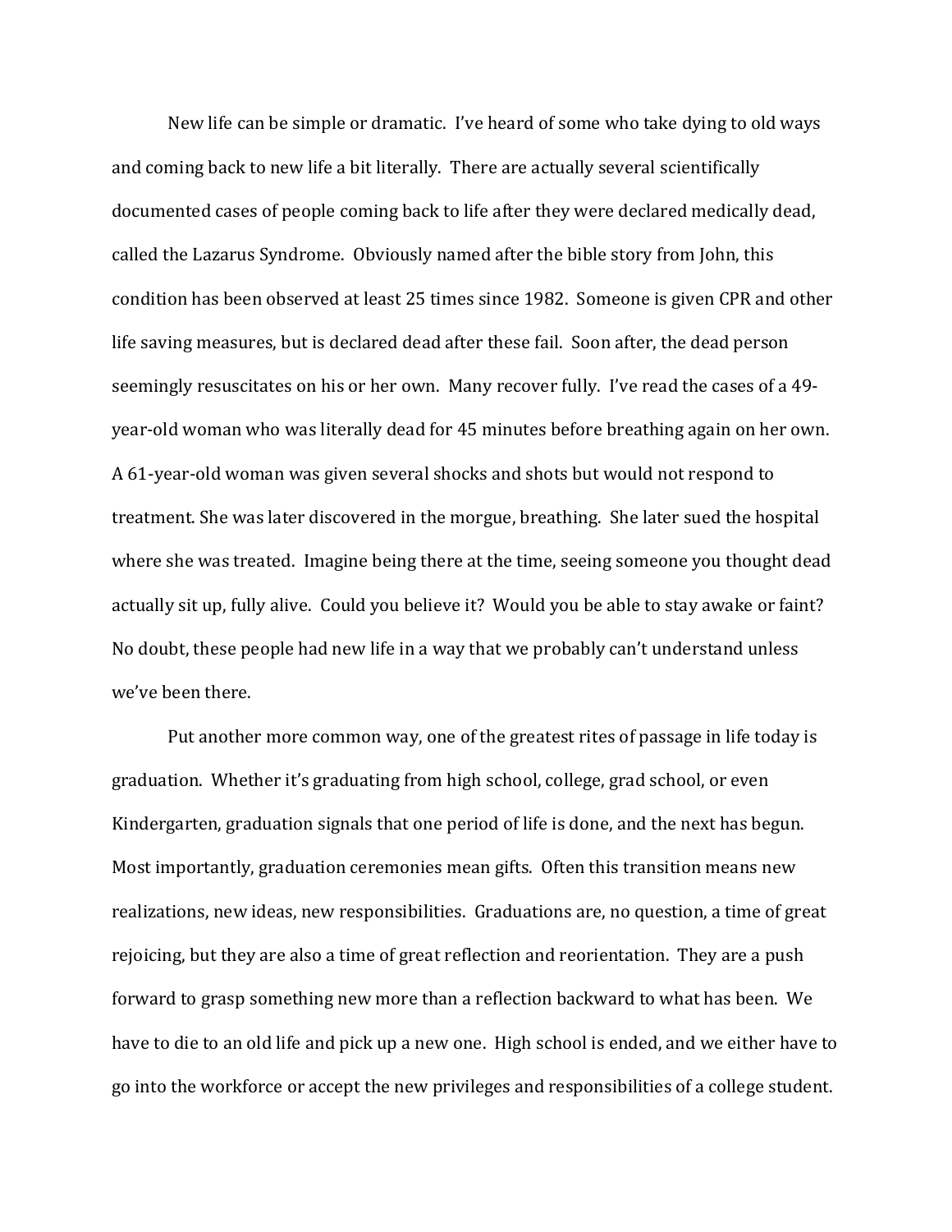New life can be simple or dramatic. I've heard of some who take dying to old ways and coming back to new life a bit literally. There are actually several scientifically documented cases of people coming back to life after they were declared medically dead, called the Lazarus Syndrome. Obviously named after the bible story from John, this condition has been observed at least 25 times since 1982. Someone is given CPR and other life saving measures, but is declared dead after these fail. Soon after, the dead person seemingly resuscitates on his or her own. Many recover fully. I've read the cases of a 49-year-old woman who was literally dead for 45 minutes before breathing again on her own. A 61-year-old woman was given several shocks and shots but would not respond to treatment. She was later discovered in the morgue, breathing. She later sued the hospital where she was treated. Imagine being there at the time, seeing someone you thought dead actually sit up, fully alive. Could you believe it? Would you be able to stay awake or faint? No doubt, these people had new life in a way that we probably can't understand unless we've been there.

Put another more common way, one of the greatest rites of passage in life today is graduation. Whether it's graduating from high school, college, grad school, or even Kindergarten, graduation signals that one period of life is done, and the next has begun. Most importantly, graduation ceremonies mean gifts. Often this transition means new realizations, new ideas, new responsibilities. Graduations are, no question, a time of great rejoicing, but they are also a time of great reflection and reorientation. They are a push forward to grasp something new more than a reflection backward to what has been. We have to die to an old life and pick up a new one. High school is ended, and we either have to go into the workforce or accept the new privileges and responsibilities of a college student.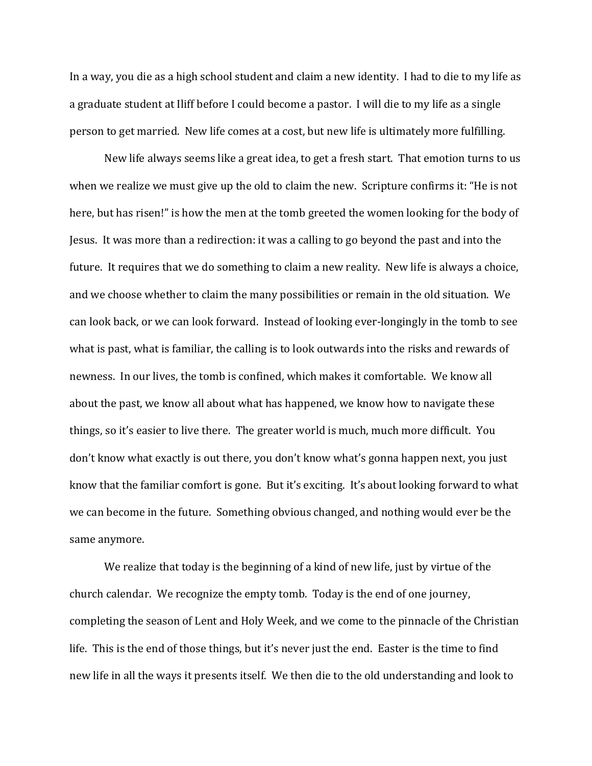In a way, you die as a high school student and claim a new identity. I had to die to my life as a graduate student at Iliff before I could become a pastor. I will die to my life as a single person to get married. New life comes at a cost, but new life is ultimately more fulfilling.

New life always seems like a great idea, to get a fresh start. That emotion turns to us when we realize we must give up the old to claim the new. Scripture confirms it: "He is not here, but has risen!" is how the men at the tomb greeted the women looking for the body of Jesus. It was more than a redirection: it was a calling to go beyond the past and into the future. It requires that we do something to claim a new reality. New life is always a choice, and we choose whether to claim the many possibilities or remain in the old situation. We can look back, or we can look forward. Instead of looking ever-longingly in the tomb to see what is past, what is familiar, the calling is to look outwards into the risks and rewards of newness. In our lives, the tomb is confined, which makes it comfortable. We know all about the past, we know all about what has happened, we know how to navigate these things, so it's easier to live there. The greater world is much, much more difficult. You don't know what exactly is out there, you don't know what's gonna happen next, you just know that the familiar comfort is gone. But it's exciting. It's about looking forward to what we can become in the future. Something obvious changed, and nothing would ever be the same anymore.

We realize that today is the beginning of a kind of new life, just by virtue of the church calendar. We recognize the empty tomb. Today is the end of one journey, completing the season of Lent and Holy Week, and we come to the pinnacle of the Christian life. This is the end of those things, but it's never just the end. Easter is the time to find new life in all the ways it presents itself. We then die to the old understanding and look to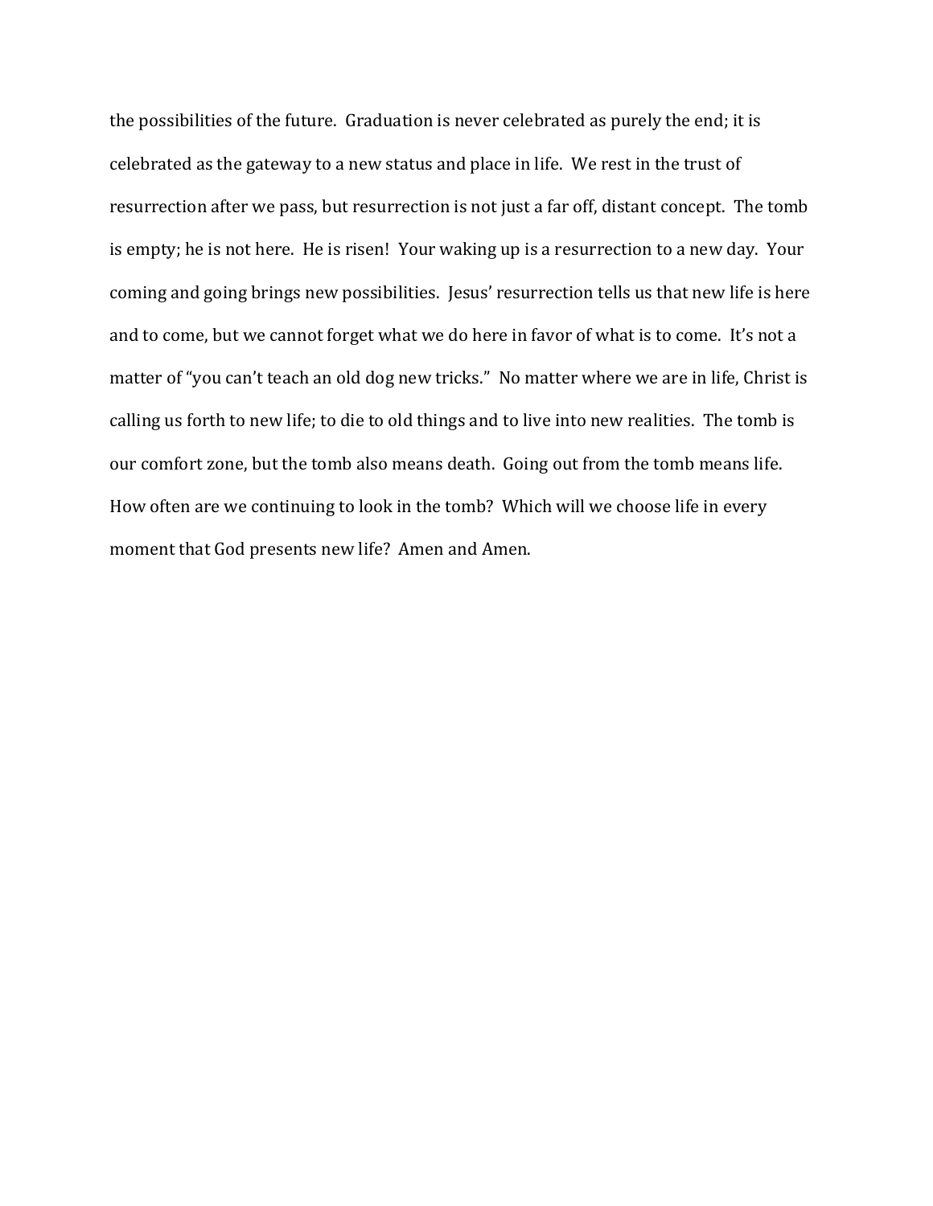the possibilities of the future. Graduation is never celebrated as purely the end; it is celebrated as the gateway to a new status and place in life. We rest in the trust of resurrection after we pass, but resurrection is not just a far off, distant concept. The tomb is empty; he is not here. He is risen! Your waking up is a resurrection to a new day. Your coming and going brings new possibilities. Jesus' resurrection tells us that new life is here and to come, but we cannot forget what we do here in favor of what is to come. It's not a matter of "you can't teach an old dog new tricks." No matter where we are in life, Christ is calling us forth to new life; to die to old things and to live into new realities. The tomb is our comfort zone, but the tomb also means death. Going out from the tomb means life. How often are we continuing to look in the tomb? Which will we choose life in every moment that God presents new life? Amen and Amen.